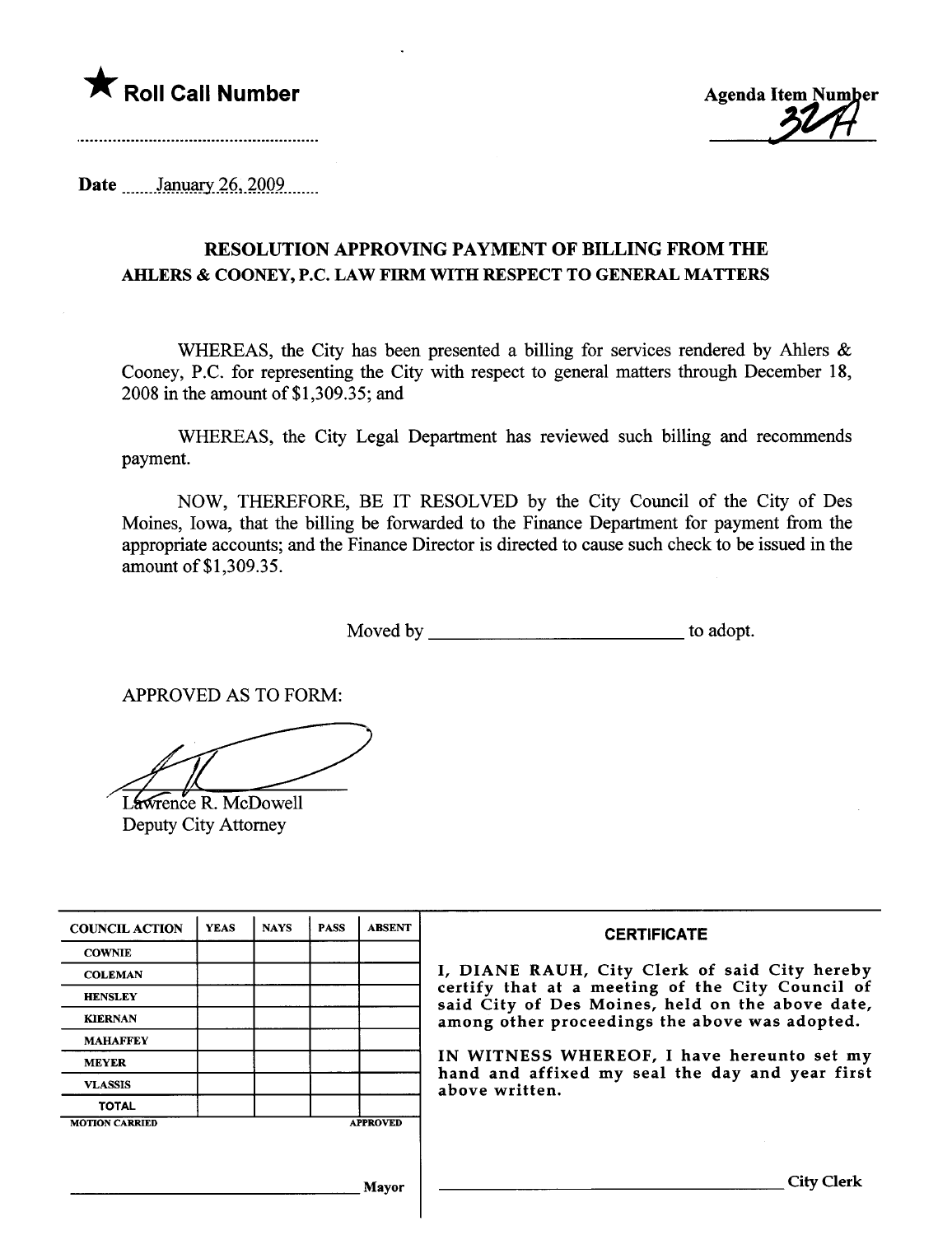★ **Roll Call Number**

..........................................................

**Agenda Item Number**
32A

Date ......January 26, 2009.......

## RESOLUTION APPROVING PAYMENT OF BILLING FROM THE AHLERS & COONEY, P.C. LAW FIRM WITH RESPECT TO GENERAL MATTERS

WHEREAS, the City has been presented a billing for services rendered by Ahlers & Cooney, P.C. for representing the City with respect to general matters through December 18, 2008 in the amount of $1,309.35; and

WHEREAS, the City Legal Department has reviewed such billing and recommends payment.

NOW, THEREFORE, BE IT RESOLVED by the City Council of the City of Des Moines, Iowa, that the billing be forwarded to the Finance Department for payment from the appropriate accounts; and the Finance Director is directed to cause such check to be issued in the amount of $1,309.35.

Moved by ___________________________ to adopt.

APPROVED AS TO FORM:

Lawrence R. McDowell
Deputy City Attorney

| COUNCIL ACTION | YEAS | NAYS | PASS | ABSENT |
|---|---|---|---|---|
| COWNIE | | | | |
| COLEMAN | | | | |
| HENSLEY | | | | |
| KIERNAN | | | | |
| MAHAFFEY | | | | |
| MEYER | | | | |
| VLASSIS | | | | |
| TOTAL | | | | |
| MOTION CARRIED | | | | APPROVED |

______________________________ Mayor

**CERTIFICATE**

I, DIANE RAUH, City Clerk of said City hereby certify that at a meeting of the City Council of said City of Des Moines, held on the above date, among other proceedings the above was adopted.

IN WITNESS WHEREOF, I have hereunto set my hand and affixed my seal the day and year first above written.

______________________________ City Clerk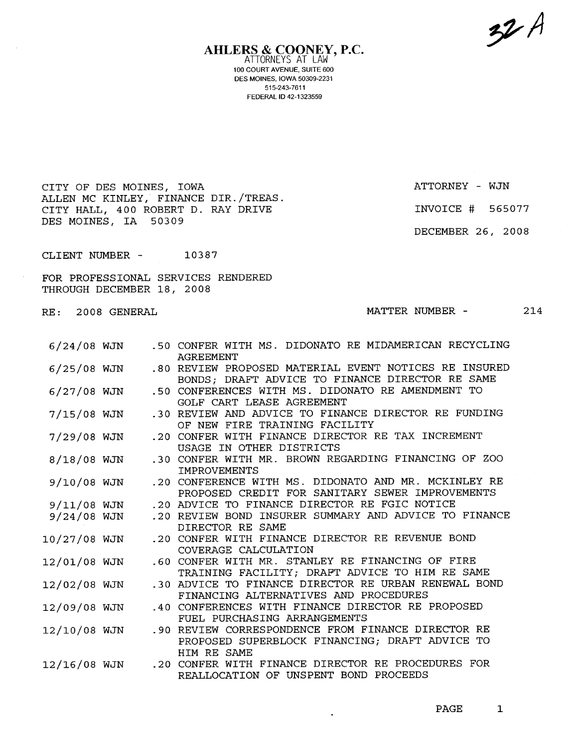32 A

**AHLERS & COONEY, P.C.**
ATTORNEYS AT LAW
100 COURT AVENUE, SUITE 600
DES MOINES, IOWA 50309-2231
515-243-7611
FEDERAL ID 42-1323559

CITY OF DES MOINES, IOWA
ALLEN MC KINLEY, FINANCE DIR./TREAS.
CITY HALL, 400 ROBERT D. RAY DRIVE
DES MOINES, IA 50309

ATTORNEY - WJN

INVOICE # 565077

DECEMBER 26, 2008

CLIENT NUMBER - 10387

FOR PROFESSIONAL SERVICES RENDERED
THROUGH DECEMBER 18, 2008

RE: 2008 GENERAL

MATTER NUMBER - 214

| Date | Atty | Hours | Description |
|---|---|---|---|
| 6/24/08 | WJN | .50 | CONFER WITH MS. DIDONATO RE MIDAMERICAN RECYCLING AGREEMENT |
| 6/25/08 | WJN | .80 | REVIEW PROPOSED MATERIAL EVENT NOTICES RE INSURED BONDS; DRAFT ADVICE TO FINANCE DIRECTOR RE SAME |
| 6/27/08 | WJN | .50 | CONFERENCES WITH MS. DIDONATO RE AMENDMENT TO GOLF CART LEASE AGREEMENT |
| 7/15/08 | WJN | .30 | REVIEW AND ADVICE TO FINANCE DIRECTOR RE FUNDING OF NEW FIRE TRAINING FACILITY |
| 7/29/08 | WJN | .20 | CONFER WITH FINANCE DIRECTOR RE TAX INCREMENT USAGE IN OTHER DISTRICTS |
| 8/18/08 | WJN | .30 | CONFER WITH MR. BROWN REGARDING FINANCING OF ZOO IMPROVEMENTS |
| 9/10/08 | WJN | .20 | CONFERENCE WITH MS. DIDONATO AND MR. MCKINLEY RE PROPOSED CREDIT FOR SANITARY SEWER IMPROVEMENTS |
| 9/11/08 | WJN | .20 | ADVICE TO FINANCE DIRECTOR RE FGIC NOTICE |
| 9/24/08 | WJN | .20 | REVIEW BOND INSURER SUMMARY AND ADVICE TO FINANCE DIRECTOR RE SAME |
| 10/27/08 | WJN | .20 | CONFER WITH FINANCE DIRECTOR RE REVENUE BOND COVERAGE CALCULATION |
| 12/01/08 | WJN | .60 | CONFER WITH MR. STANLEY RE FINANCING OF FIRE TRAINING FACILITY; DRAFT ADVICE TO HIM RE SAME |
| 12/02/08 | WJN | .30 | ADVICE TO FINANCE DIRECTOR RE URBAN RENEWAL BOND FINANCING ALTERNATIVES AND PROCEDURES |
| 12/09/08 | WJN | .40 | CONFERENCES WITH FINANCE DIRECTOR RE PROPOSED FUEL PURCHASING ARRANGEMENTS |
| 12/10/08 | WJN | .90 | REVIEW CORRESPONDENCE FROM FINANCE DIRECTOR RE PROPOSED SUPERBLOCK FINANCING; DRAFT ADVICE TO HIM RE SAME |
| 12/16/08 | WJN | .20 | CONFER WITH FINANCE DIRECTOR RE PROCEDURES FOR REALLOCATION OF UNSPENT BOND PROCEEDS |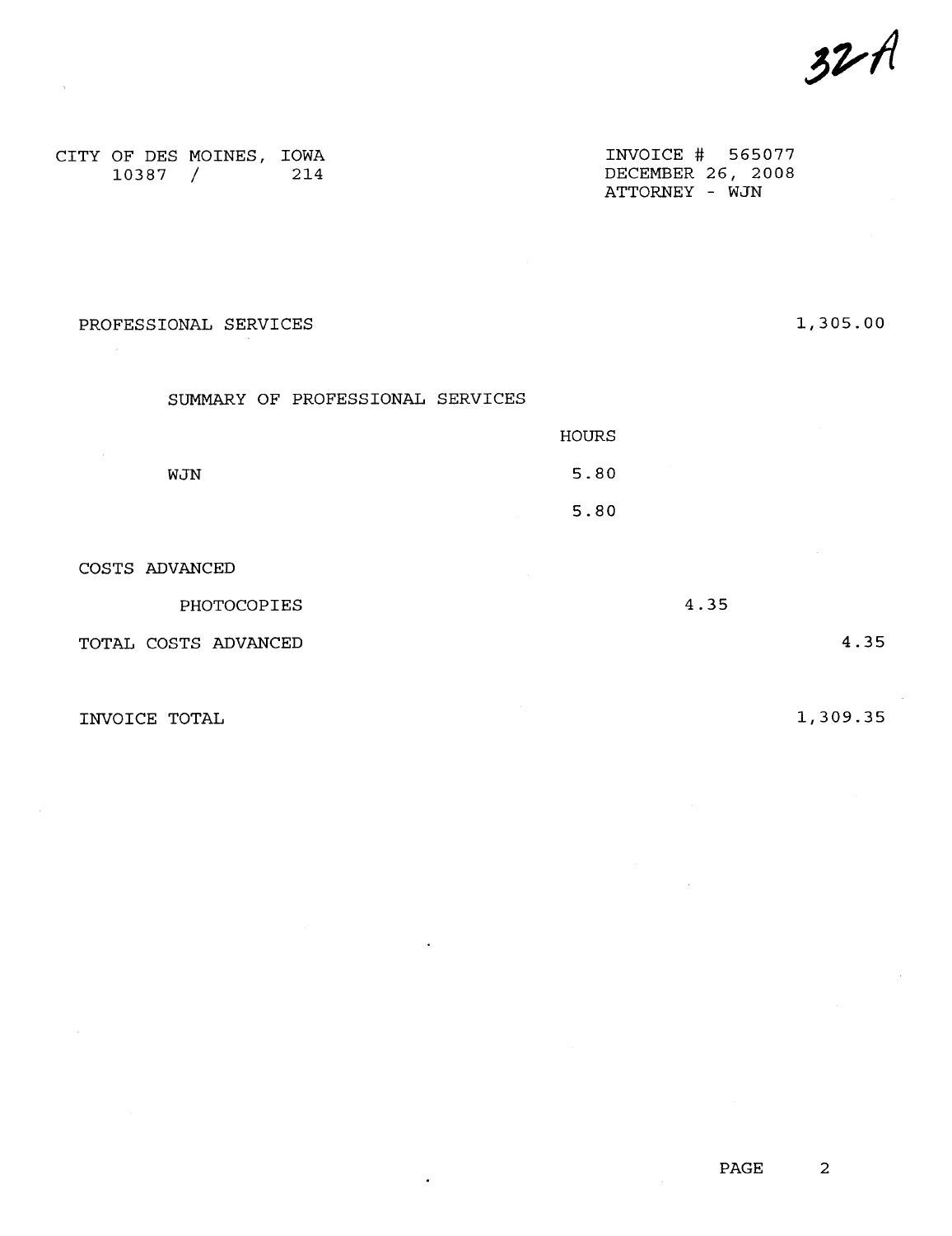32-A

CITY OF DES MOINES, IOWA
10387 / 214

INVOICE # 565077
DECEMBER 26, 2008
ATTORNEY - WJN

| | | | |
|---|---|---|---|
| PROFESSIONAL SERVICES | | | 1,305.00 |
| SUMMARY OF PROFESSIONAL SERVICES | HOURS | | |
| WJN | 5.80 | | |
| | 5.80 | | |
| COSTS ADVANCED | | | |
| PHOTOCOPIES | | 4.35 | |
| TOTAL COSTS ADVANCED | | | 4.35 |
| INVOICE TOTAL | | | 1,309.35 |